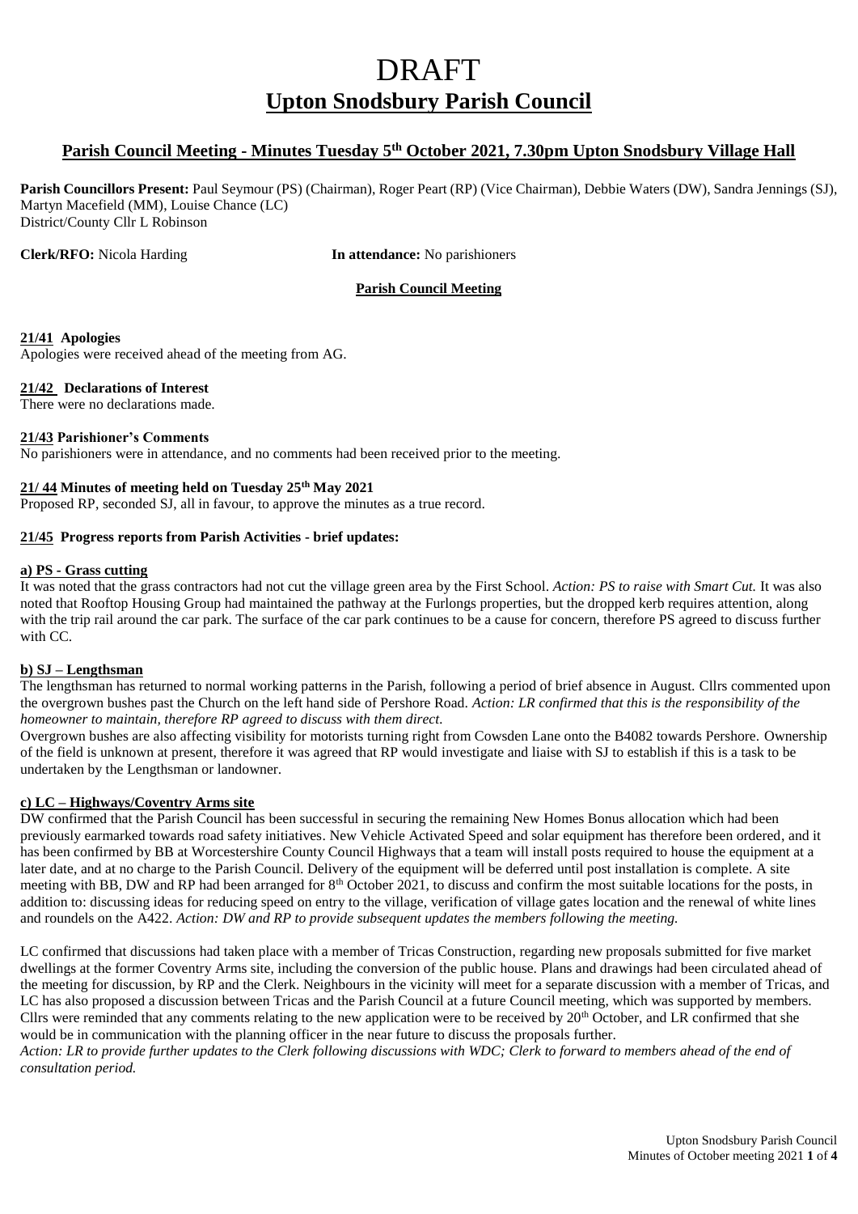# DRAFT

# Upton Snodsbury Parish Council

## Parish Council Meeting - Minutes Tuesday 5th October 2021, 7.30pm Upton Snodsbury Village Hall

**Parish Councillors Present:** Paul Seymour (PS) (Chairman), Roger Peart (RP) (Vice Chairman), Debbie Waters (DW), Sandra Jennings (SJ), Martyn Macefield (MM), Louise Chance (LC)
District/County Cllr L Robinson

**Clerk/RFO:** Nicola Harding **In attendance:** No parishioners

**Parish Council Meeting**

**21/41 Apologies**
Apologies were received ahead of the meeting from AG.

**21/42 Declarations of Interest**
There were no declarations made.

**21/43 Parishioner's Comments**
No parishioners were in attendance, and no comments had been received prior to the meeting.

**21/ 44 Minutes of meeting held on Tuesday 25th May 2021**
Proposed RP, seconded SJ, all in favour, to approve the minutes as a true record.

**21/45 Progress reports from Parish Activities - brief updates:**

**a) PS - Grass cutting**
It was noted that the grass contractors had not cut the village green area by the First School. *Action: PS to raise with Smart Cut.* It was also noted that Rooftop Housing Group had maintained the pathway at the Furlongs properties, but the dropped kerb requires attention, along with the trip rail around the car park. The surface of the car park continues to be a cause for concern, therefore PS agreed to discuss further with CC.

**b) SJ – Lengthsman**
The lengthsman has returned to normal working patterns in the Parish, following a period of brief absence in August. Cllrs commented upon the overgrown bushes past the Church on the left hand side of Pershore Road. *Action: LR confirmed that this is the responsibility of the homeowner to maintain, therefore RP agreed to discuss with them direct.*
Overgrown bushes are also affecting visibility for motorists turning right from Cowsden Lane onto the B4082 towards Pershore. Ownership of the field is unknown at present, therefore it was agreed that RP would investigate and liaise with SJ to establish if this is a task to be undertaken by the Lengthsman or landowner.

**c) LC – Highways/Coventry Arms site**
DW confirmed that the Parish Council has been successful in securing the remaining New Homes Bonus allocation which had been previously earmarked towards road safety initiatives. New Vehicle Activated Speed and solar equipment has therefore been ordered, and it has been confirmed by BB at Worcestershire County Council Highways that a team will install posts required to house the equipment at a later date, and at no charge to the Parish Council. Delivery of the equipment will be deferred until post installation is complete. A site meeting with BB, DW and RP had been arranged for 8th October 2021, to discuss and confirm the most suitable locations for the posts, in addition to: discussing ideas for reducing speed on entry to the village, verification of village gates location and the renewal of white lines and roundels on the A422. *Action: DW and RP to provide subsequent updates the members following the meeting.*

LC confirmed that discussions had taken place with a member of Tricas Construction, regarding new proposals submitted for five market dwellings at the former Coventry Arms site, including the conversion of the public house. Plans and drawings had been circulated ahead of the meeting for discussion, by RP and the Clerk. Neighbours in the vicinity will meet for a separate discussion with a member of Tricas, and LC has also proposed a discussion between Tricas and the Parish Council at a future Council meeting, which was supported by members. Cllrs were reminded that any comments relating to the new application were to be received by 20th October, and LR confirmed that she would be in communication with the planning officer in the near future to discuss the proposals further.
*Action: LR to provide further updates to the Clerk following discussions with WDC; Clerk to forward to members ahead of the end of consultation period.*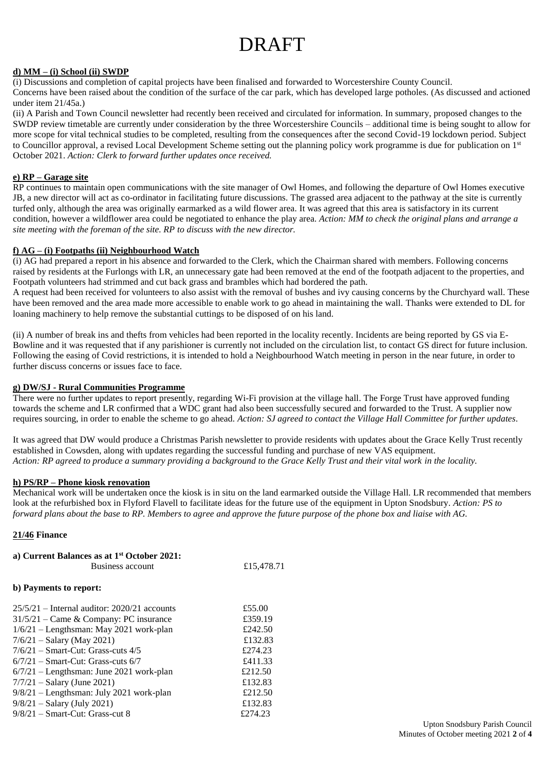# DRAFT

**d) MM – (i) School (ii) SWDP**

(i) Discussions and completion of capital projects have been finalised and forwarded to Worcestershire County Council.

Concerns have been raised about the condition of the surface of the car park, which has developed large potholes. (As discussed and actioned under item 21/45a.)

(ii) A Parish and Town Council newsletter had recently been received and circulated for information. In summary, proposed changes to the SWDP review timetable are currently under consideration by the three Worcestershire Councils – additional time is being sought to allow for more scope for vital technical studies to be completed, resulting from the consequences after the second Covid-19 lockdown period. Subject to Councillor approval, a revised Local Development Scheme setting out the planning policy work programme is due for publication on 1st October 2021. *Action: Clerk to forward further updates once received.*

**e) RP – Garage site**

RP continues to maintain open communications with the site manager of Owl Homes, and following the departure of Owl Homes executive JB, a new director will act as co-ordinator in facilitating future discussions. The grassed area adjacent to the pathway at the site is currently turfed only, although the area was originally earmarked as a wild flower area. It was agreed that this area is satisfactory in its current condition, however a wildflower area could be negotiated to enhance the play area. *Action: MM to check the original plans and arrange a site meeting with the foreman of the site. RP to discuss with the new director.*

**f) AG – (i) Footpaths (ii) Neighbourhood Watch**

(i) AG had prepared a report in his absence and forwarded to the Clerk, which the Chairman shared with members. Following concerns raised by residents at the Furlongs with LR, an unnecessary gate had been removed at the end of the footpath adjacent to the properties, and Footpath volunteers had strimmed and cut back grass and brambles which had bordered the path.

A request had been received for volunteers to also assist with the removal of bushes and ivy causing concerns by the Churchyard wall. These have been removed and the area made more accessible to enable work to go ahead in maintaining the wall. Thanks were extended to DL for loaning machinery to help remove the substantial cuttings to be disposed of on his land.

(ii) A number of break ins and thefts from vehicles had been reported in the locality recently. Incidents are being reported by GS via E-Bowline and it was requested that if any parishioner is currently not included on the circulation list, to contact GS direct for future inclusion. Following the easing of Covid restrictions, it is intended to hold a Neighbourhood Watch meeting in person in the near future, in order to further discuss concerns or issues face to face.

**g) DW/SJ - Rural Communities Programme**

There were no further updates to report presently, regarding Wi-Fi provision at the village hall. The Forge Trust have approved funding towards the scheme and LR confirmed that a WDC grant had also been successfully secured and forwarded to the Trust. A supplier now requires sourcing, in order to enable the scheme to go ahead. *Action: SJ agreed to contact the Village Hall Committee for further updates.*

It was agreed that DW would produce a Christmas Parish newsletter to provide residents with updates about the Grace Kelly Trust recently established in Cowsden, along with updates regarding the successful funding and purchase of new VAS equipment.

*Action: RP agreed to produce a summary providing a background to the Grace Kelly Trust and their vital work in the locality.*

**h) PS/RP – Phone kiosk renovation**

Mechanical work will be undertaken once the kiosk is in situ on the land earmarked outside the Village Hall. LR recommended that members look at the refurbished box in Flyford Flavell to facilitate ideas for the future use of the equipment in Upton Snodsbury. *Action: PS to forward plans about the base to RP. Members to agree and approve the future purpose of the phone box and liaise with AG.*

**21/46 Finance**

**a) Current Balances as at 1st October 2021:**

| | |
|---|---|
| Business account | £15,478.71 |

**b) Payments to report:**

| | |
|---|---|
| 25/5/21 – Internal auditor: 2020/21 accounts | £55.00 |
| 31/5/21 – Came & Company: PC insurance | £359.19 |
| 1/6/21 – Lengthsman: May 2021 work-plan | £242.50 |
| 7/6/21 – Salary (May 2021) | £132.83 |
| 7/6/21 – Smart-Cut: Grass-cuts 4/5 | £274.23 |
| 6/7/21 – Smart-Cut: Grass-cuts 6/7 | £411.33 |
| 6/7/21 – Lengthsman: June 2021 work-plan | £212.50 |
| 7/7/21 – Salary (June 2021) | £132.83 |
| 9/8/21 – Lengthsman: July 2021 work-plan | £212.50 |
| 9/8/21 – Salary (July 2021) | £132.83 |
| 9/8/21 – Smart-Cut: Grass-cut 8 | £274.23 |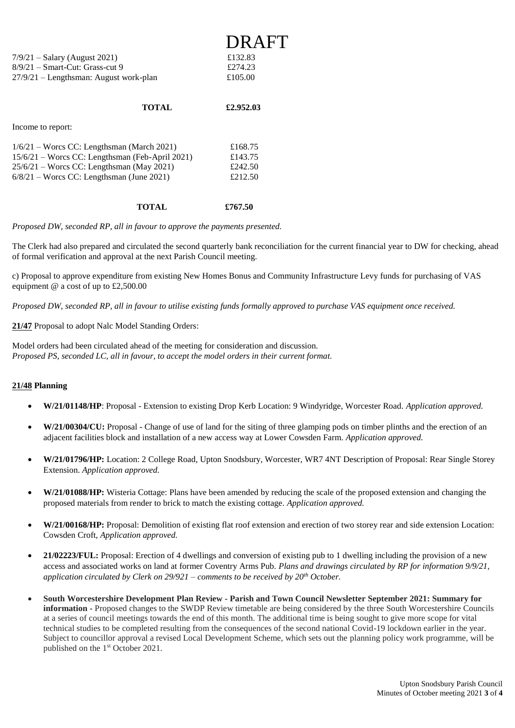DRAFT

| | |
|---|---|
| 7/9/21 – Salary (August 2021) | £132.83 |
| 8/9/21 – Smart-Cut: Grass-cut 9 | £274.23 |
| 27/9/21 – Lengthsman: August work-plan | £105.00 |
| **TOTAL** | **£2.952.03** |

Income to report:

| | |
|---|---|
| 1/6/21 – Worcs CC: Lengthsman (March 2021) | £168.75 |
| 15/6/21 – Worcs CC: Lengthsman (Feb-April 2021) | £143.75 |
| 25/6/21 – Worcs CC: Lengthsman (May 2021) | £242.50 |
| 6/8/21 – Worcs CC: Lengthsman (June 2021) | £212.50 |
| **TOTAL** | **£767.50** |

*Proposed DW, seconded RP, all in favour to approve the payments presented.*

The Clerk had also prepared and circulated the second quarterly bank reconciliation for the current financial year to DW for checking, ahead of formal verification and approval at the next Parish Council meeting.

c) Proposal to approve expenditure from existing New Homes Bonus and Community Infrastructure Levy funds for purchasing of VAS equipment @ a cost of up to £2,500.00

*Proposed DW, seconded RP, all in favour to utilise existing funds formally approved to purchase VAS equipment once received.*

**21/47** Proposal to adopt Nalc Model Standing Orders:

Model orders had been circulated ahead of the meeting for consideration and discussion.
*Proposed PS, seconded LC, all in favour, to accept the model orders in their current format.*

**21/48 Planning**

- **W/21/01148/HP**: Proposal - Extension to existing Drop Kerb Location: 9 Windyridge, Worcester Road. *Application approved.*
- **W/21/00304/CU:** Proposal - Change of use of land for the siting of three glamping pods on timber plinths and the erection of an adjacent facilities block and installation of a new access way at Lower Cowsden Farm. *Application approved.*
- **W/21/01796/HP:** Location: 2 College Road, Upton Snodsbury, Worcester, WR7 4NT Description of Proposal: Rear Single Storey Extension. *Application approved.*
- **W/21/01088/HP:** Wisteria Cottage: Plans have been amended by reducing the scale of the proposed extension and changing the proposed materials from render to brick to match the existing cottage. *Application approved.*
- **W/21/00168/HP:** Proposal: Demolition of existing flat roof extension and erection of two storey rear and side extension Location: Cowsden Croft, *Application approved.*
- **21/02223/FUL:** Proposal: Erection of 4 dwellings and conversion of existing pub to 1 dwelling including the provision of a new access and associated works on land at former Coventry Arms Pub. *Plans and drawings circulated by RP for information 9/9/21, application circulated by Clerk on 29/921 – comments to be received by 20th October.*
- **South Worcestershire Development Plan Review - Parish and Town Council Newsletter September 2021: Summary for information -** Proposed changes to the SWDP Review timetable are being considered by the three South Worcestershire Councils at a series of council meetings towards the end of this month. The additional time is being sought to give more scope for vital technical studies to be completed resulting from the consequences of the second national Covid-19 lockdown earlier in the year. Subject to councillor approval a revised Local Development Scheme, which sets out the planning policy work programme, will be published on the 1st October 2021.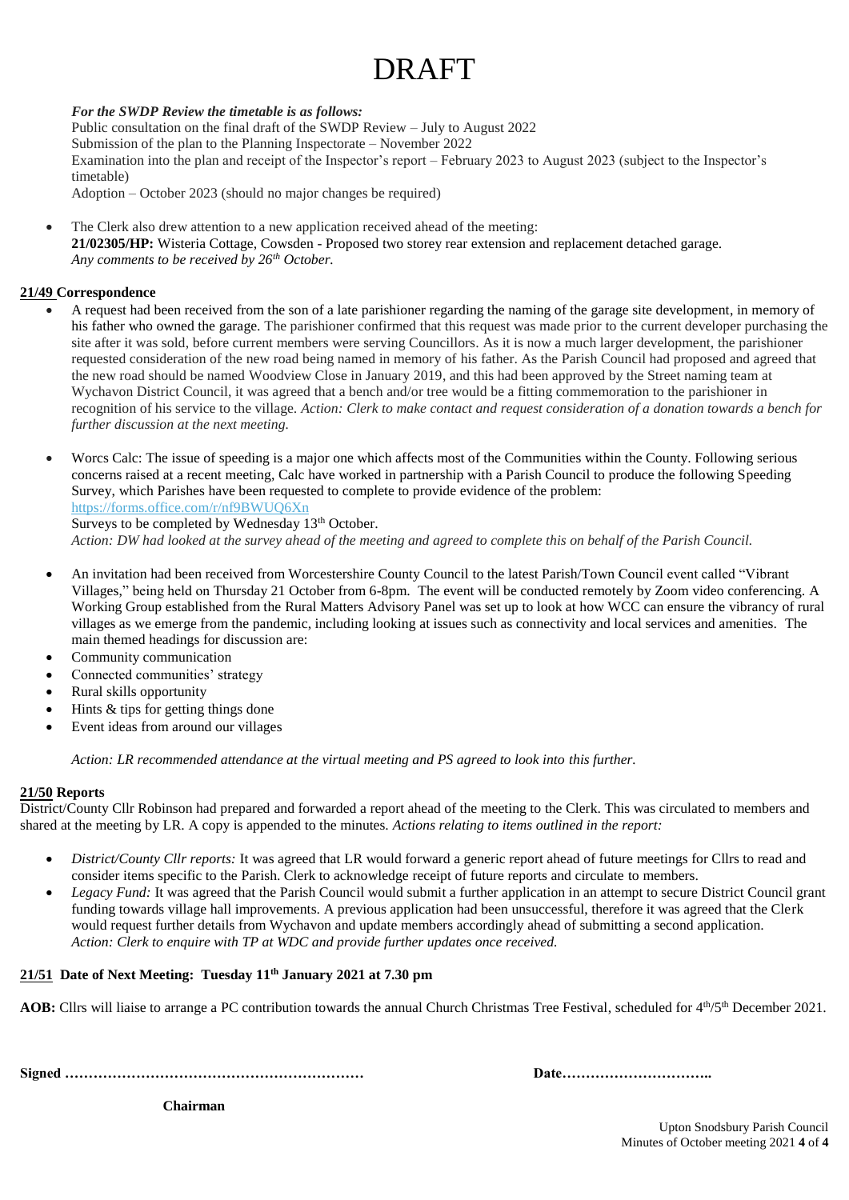# DRAFT

***For the SWDP Review the timetable is as follows:***

Public consultation on the final draft of the SWDP Review – July to August 2022
Submission of the plan to the Planning Inspectorate – November 2022
Examination into the plan and receipt of the Inspector's report – February 2023 to August 2023 (subject to the Inspector's timetable)
Adoption – October 2023 (should no major changes be required)

- The Clerk also drew attention to a new application received ahead of the meeting:
  **21/02305/HP:** Wisteria Cottage, Cowsden - Proposed two storey rear extension and replacement detached garage.
  *Any comments to be received by 26th October.*

**21/49 Correspondence**

- A request had been received from the son of a late parishioner regarding the naming of the garage site development, in memory of his father who owned the garage. The parishioner confirmed that this request was made prior to the current developer purchasing the site after it was sold, before current members were serving Councillors. As it is now a much larger development, the parishioner requested consideration of the new road being named in memory of his father. As the Parish Council had proposed and agreed that the new road should be named Woodview Close in January 2019, and this had been approved by the Street naming team at Wychavon District Council, it was agreed that a bench and/or tree would be a fitting commemoration to the parishioner in recognition of his service to the village. *Action: Clerk to make contact and request consideration of a donation towards a bench for further discussion at the next meeting.*

- Worcs Calc: The issue of speeding is a major one which affects most of the Communities within the County. Following serious concerns raised at a recent meeting, Calc have worked in partnership with a Parish Council to produce the following Speeding Survey, which Parishes have been requested to complete to provide evidence of the problem:
  https://forms.office.com/r/nf9BWUQ6Xn
  Surveys to be completed by Wednesday 13th October.
  *Action: DW had looked at the survey ahead of the meeting and agreed to complete this on behalf of the Parish Council.*

- An invitation had been received from Worcestershire County Council to the latest Parish/Town Council event called "Vibrant Villages," being held on Thursday 21 October from 6-8pm. The event will be conducted remotely by Zoom video conferencing. A Working Group established from the Rural Matters Advisory Panel was set up to look at how WCC can ensure the vibrancy of rural villages as we emerge from the pandemic, including looking at issues such as connectivity and local services and amenities. The main themed headings for discussion are:
- Community communication
- Connected communities' strategy
- Rural skills opportunity
- Hints & tips for getting things done
- Event ideas from around our villages

*Action: LR recommended attendance at the virtual meeting and PS agreed to look into this further.*

**21/50 Reports**

District/County Cllr Robinson had prepared and forwarded a report ahead of the meeting to the Clerk. This was circulated to members and shared at the meeting by LR. A copy is appended to the minutes. *Actions relating to items outlined in the report:*

- *District/County Cllr reports:* It was agreed that LR would forward a generic report ahead of future meetings for Cllrs to read and consider items specific to the Parish. Clerk to acknowledge receipt of future reports and circulate to members.
- *Legacy Fund:* It was agreed that the Parish Council would submit a further application in an attempt to secure District Council grant funding towards village hall improvements. A previous application had been unsuccessful, therefore it was agreed that the Clerk would request further details from Wychavon and update members accordingly ahead of submitting a second application.
  *Action: Clerk to enquire with TP at WDC and provide further updates once received.*

**21/51 Date of Next Meeting: Tuesday 11th January 2021 at 7.30 pm**

**AOB:** Cllrs will liaise to arrange a PC contribution towards the annual Church Christmas Tree Festival, scheduled for 4th/5th December 2021.

**Signed ………………………………………………………** **Date…………………………..**

**Chairman**

Upton Snodsbury Parish Council
Minutes of October meeting 2021